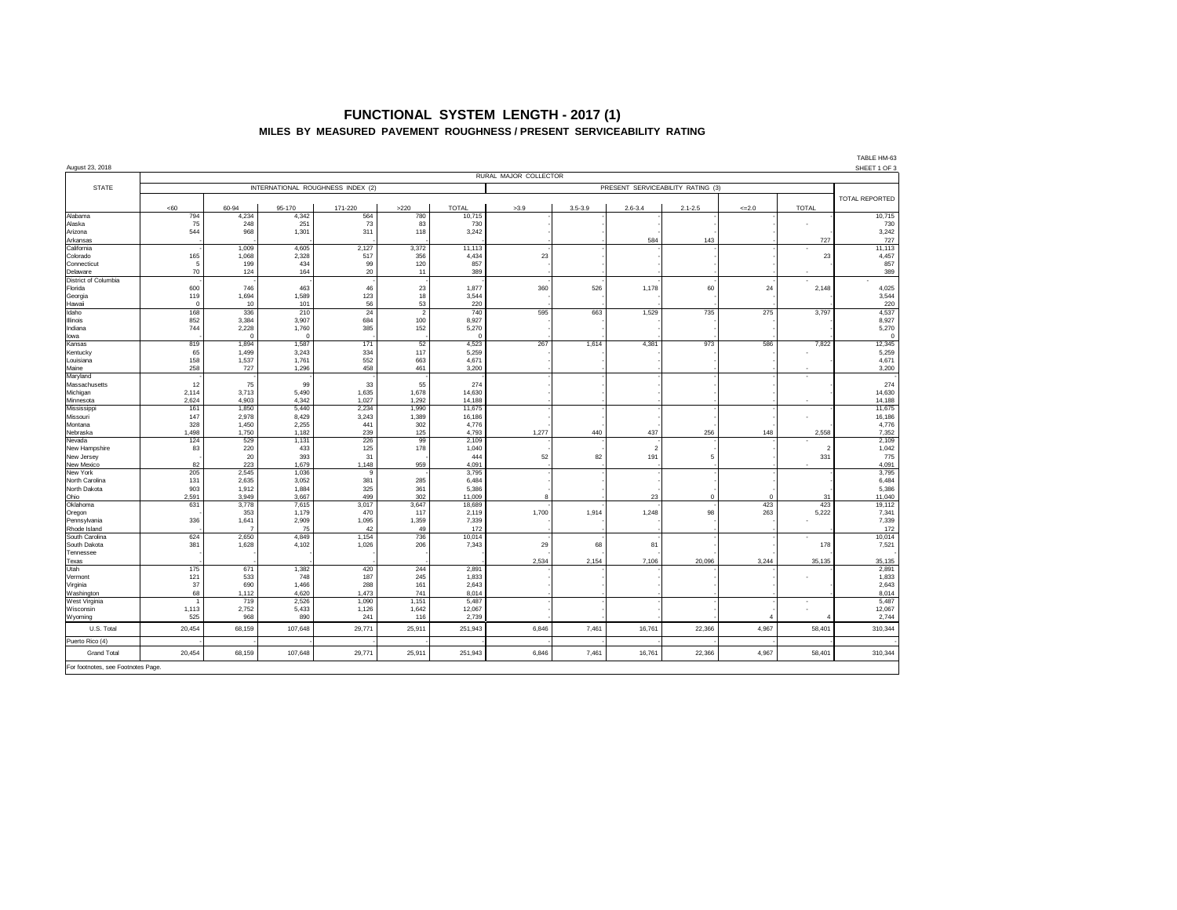# FUNCTIONAL SYSTEM LENGTH - 2017 (1)

## MILES BY MEASURED PAVEMENT ROUGHNESS / PRESENT SERVICEABILITY RATING

TABLE HM-63

August 23, 2018

SHEET 1 OF 3

| STATE | RURAL MAJOR COLLECTOR | | | | | | | | | | | | |
|---|---|---|---|---|---|---|---|---|---|---|---|---|---|
| | INTERNATIONAL ROUGHNESS INDEX (2) | | | | | | PRESENT SERVICEABILITY RATING (3) | | | | | | TOTAL REPORTED |
| | <60 | 60-94 | 95-170 | 171-220 | >220 | TOTAL | >3.9 | 3.5-3.9 | 2.6-3.4 | 2.1-2.5 | <=2.0 | TOTAL | |
| Alabama | 794 | 4,234 | 4,342 | 564 | 780 | 10,715 | - | - | - | - | - | - | 10,715 |
| Alaska | 75 | 248 | 251 | 73 | 83 | 730 | - | - | - | - | - | - | 730 |
| Arizona | 544 | 968 | 1,301 | 311 | 118 | 3,242 | - | - | - | - | - | - | 3,242 |
| Arkansas | - | - | - | - | - | - | - | - | 584 | 143 | - | 727 | 727 |
| California | - | 1,009 | 4,605 | 2,127 | 3,372 | 11,113 | - | - | - | - | - | - | 11,113 |
| Colorado | 165 | 1,068 | 2,328 | 517 | 356 | 4,434 | 23 | - | - | - | - | 23 | 4,457 |
| Connecticut | 5 | 199 | 434 | 99 | 120 | 857 | - | - | - | - | - | - | 857 |
| Delaware | 70 | 124 | 164 | 20 | 11 | 389 | - | - | - | - | - | - | 389 |
| District of Columbia | - | - | - | - | - | - | - | - | - | - | - | - | - |
| Florida | 600 | 746 | 463 | 46 | 23 | 1,877 | 360 | 526 | 1,178 | 60 | 24 | 2,148 | 4,025 |
| Georgia | 119 | 1,694 | 1,589 | 123 | 18 | 3,544 | - | - | - | - | - | - | 3,544 |
| Hawaii | 0 | 10 | 101 | 56 | 53 | 220 | - | - | - | - | - | - | 220 |
| Idaho | 168 | 336 | 210 | 24 | 2 | 740 | 595 | 663 | 1,529 | 735 | 275 | 3,797 | 4,537 |
| Illinois | 852 | 3,384 | 3,907 | 684 | 100 | 8,927 | - | - | - | - | - | - | 8,927 |
| Indiana | 744 | 2,228 | 1,760 | 385 | 152 | 5,270 | - | - | - | - | - | - | 5,270 |
| Iowa | - | 0 | 0 | - | - | 0 | - | - | - | - | - | - | 0 |
| Kansas | 819 | 1,894 | 1,587 | 171 | 52 | 4,523 | 267 | 1,614 | 4,381 | 973 | 586 | 7,822 | 12,345 |
| Kentucky | 65 | 1,499 | 3,243 | 334 | 117 | 5,259 | - | - | - | - | - | - | 5,259 |
| Louisiana | 158 | 1,537 | 1,761 | 552 | 663 | 4,671 | - | - | - | - | - | - | 4,671 |
| Maine | 258 | 727 | 1,296 | 458 | 461 | 3,200 | - | - | - | - | - | - | 3,200 |
| Maryland | - | - | - | - | - | - | - | - | - | - | - | - | - |
| Massachusetts | 12 | 75 | 99 | 33 | 55 | 274 | - | - | - | - | - | - | 274 |
| Michigan | 2,114 | 3,713 | 5,490 | 1,635 | 1,678 | 14,630 | - | - | - | - | - | - | 14,630 |
| Minnesota | 2,624 | 4,903 | 4,342 | 1,027 | 1,292 | 14,188 | - | - | - | - | - | - | 14,188 |
| Mississippi | 161 | 1,850 | 5,440 | 2,234 | 1,990 | 11,675 | - | - | - | - | - | - | 11,675 |
| Missouri | 147 | 2,978 | 8,429 | 3,243 | 1,389 | 16,186 | - | - | - | - | - | - | 16,186 |
| Montana | 328 | 1,450 | 2,255 | 441 | 302 | 4,776 | - | - | - | - | - | - | 4,776 |
| Nebraska | 1,498 | 1,750 | 1,182 | 239 | 125 | 4,793 | 1,277 | 440 | 437 | 256 | 148 | 2,558 | 7,352 |
| Nevada | 124 | 529 | 1,131 | 226 | 99 | 2,109 | - | - | - | - | - | - | 2,109 |
| New Hampshire | 83 | 220 | 433 | 125 | 178 | 1,040 | - | - | 2 | - | - | 2 | 1,042 |
| New Jersey | - | 20 | 393 | 31 | - | 444 | 52 | 82 | 191 | 5 | - | 331 | 775 |
| New Mexico | 82 | 223 | 1,679 | 1,148 | 959 | 4,091 | - | - | - | - | - | - | 4,091 |
| New York | 205 | 2,545 | 1,036 | 9 | - | 3,795 | - | - | - | - | - | - | 3,795 |
| North Carolina | 131 | 2,635 | 3,052 | 381 | 285 | 6,484 | - | - | - | - | - | - | 6,484 |
| North Dakota | 903 | 1,912 | 1,884 | 325 | 361 | 5,386 | - | - | - | - | - | - | 5,386 |
| Ohio | 2,591 | 3,949 | 3,667 | 499 | 302 | 11,009 | 8 | - | 23 | 0 | 0 | 31 | 11,040 |
| Oklahoma | 631 | 3,778 | 7,615 | 3,017 | 3,647 | 18,689 | - | - | - | - | 423 | 423 | 19,112 |
| Oregon | - | 353 | 1,179 | 470 | 117 | 2,119 | 1,700 | 1,914 | 1,248 | 98 | 263 | 5,222 | 7,341 |
| Pennsylvania | 336 | 1,641 | 2,909 | 1,095 | 1,359 | 7,339 | - | - | - | - | - | - | 7,339 |
| Rhode Island | - | 7 | 75 | 42 | 49 | 172 | - | - | - | - | - | - | 172 |
| South Carolina | 624 | 2,650 | 4,849 | 1,154 | 736 | 10,014 | - | - | - | - | - | - | 10,014 |
| South Dakota | 381 | 1,628 | 4,102 | 1,026 | 206 | 7,343 | 29 | 68 | 81 | - | - | 178 | 7,521 |
| Tennessee | - | - | - | - | - | - | - | - | - | - | - | - | - |
| Texas | - | - | - | - | - | - | 2,534 | 2,154 | 7,106 | 20,096 | 3,244 | 35,135 | 35,135 |
| Utah | 175 | 671 | 1,382 | 420 | 244 | 2,891 | - | - | - | - | - | - | 2,891 |
| Vermont | 121 | 533 | 748 | 187 | 245 | 1,833 | - | - | - | - | - | - | 1,833 |
| Virginia | 37 | 690 | 1,466 | 288 | 161 | 2,643 | - | - | - | - | - | - | 2,643 |
| Washington | 68 | 1,112 | 4,620 | 1,473 | 741 | 8,014 | - | - | - | - | - | - | 8,014 |
| West Virginia | 1 | 719 | 2,526 | 1,090 | 1,151 | 5,487 | - | - | - | - | - | - | 5,487 |
| Wisconsin | 1,113 | 2,752 | 5,433 | 1,126 | 1,642 | 12,067 | - | - | - | - | - | - | 12,067 |
| Wyoming | 525 | 968 | 890 | 241 | 116 | 2,739 | - | - | - | - | 4 | 4 | 2,744 |
| U.S. Total | 20,454 | 68,159 | 107,648 | 29,771 | 25,911 | 251,943 | 6,846 | 7,461 | 16,761 | 22,366 | 4,967 | 58,401 | 310,344 |
| Puerto Rico (4) | - | - | - | - | - | - | - | - | - | - | - | - | - |
| Grand Total | 20,454 | 68,159 | 107,648 | 29,771 | 25,911 | 251,943 | 6,846 | 7,461 | 16,761 | 22,366 | 4,967 | 58,401 | 310,344 |

For footnotes, see Footnotes Page.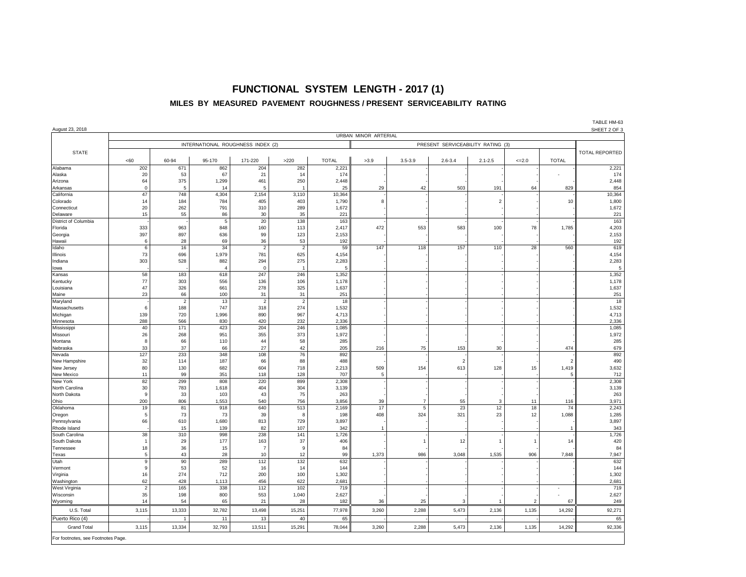# FUNCTIONAL SYSTEM LENGTH - 2017 (1)

## MILES BY MEASURED PAVEMENT ROUGHNESS / PRESENT SERVICEABILITY RATING

August 23, 2018

TABLE HM-63
SHEET 2 OF 3

| STATE | URBAN MINOR ARTERIAL | | | | | | | | | | | | TOTAL REPORTED |
|---|---|---|---|---|---|---|---|---|---|---|---|---|---|
| | INTERNATIONAL ROUGHNESS INDEX (2) | | | | | | PRESENT SERVICEABILITY RATING (3) | | | | | | |
| | <60 | 60-94 | 95-170 | 171-220 | >220 | TOTAL | >3.9 | 3.5-3.9 | 2.6-3.4 | 2.1-2.5 | <=2.0 | TOTAL | |
| Alabama | 202 | 671 | 862 | 204 | 282 | 2,221 | - | - | - | - | - | - | 2,221 |
| Alaska | 20 | 53 | 67 | 21 | 14 | 174 | - | - | - | - | - | - | 174 |
| Arizona | 64 | 375 | 1,299 | 461 | 250 | 2,448 | - | - | - | - | - | - | 2,448 |
| Arkansas | 0 | 5 | 14 | 5 | 1 | 25 | 29 | 42 | 503 | 191 | 64 | 829 | 854 |
| California | 47 | 748 | 4,304 | 2,154 | 3,110 | 10,364 | - | - | - | - | - | - | 10,364 |
| Colorado | 14 | 184 | 784 | 405 | 403 | 1,790 | 8 | - | - | 2 | - | 10 | 1,800 |
| Connecticut | 20 | 262 | 791 | 310 | 289 | 1,672 | - | - | - | - | - | - | 1,672 |
| Delaware | 15 | 55 | 86 | 30 | 35 | 221 | - | - | - | - | - | - | 221 |
| District of Columbia | - | - | 5 | 20 | 138 | 163 | - | - | - | - | - | - | 163 |
| Florida | 333 | 963 | 848 | 160 | 113 | 2,417 | 472 | 553 | 583 | 100 | 78 | 1,785 | 4,203 |
| Georgia | 397 | 897 | 636 | 99 | 123 | 2,153 | - | - | - | - | - | - | 2,153 |
| Hawaii | 6 | 28 | 69 | 36 | 53 | 192 | - | - | - | - | - | - | 192 |
| Idaho | 6 | 16 | 34 | 2 | 2 | 59 | 147 | 118 | 157 | 110 | 28 | 560 | 619 |
| Illinois | 73 | 696 | 1,979 | 781 | 625 | 4,154 | - | - | - | - | - | - | 4,154 |
| Indiana | 303 | 528 | 882 | 294 | 275 | 2,283 | - | - | - | - | - | - | 2,283 |
| Iowa | - | - | 4 | 0 | 1 | 5 | - | - | - | - | - | - | 5 |
| Kansas | 58 | 183 | 618 | 247 | 246 | 1,352 | - | - | - | - | - | - | 1,352 |
| Kentucky | 77 | 303 | 556 | 136 | 106 | 1,178 | - | - | - | - | - | - | 1,178 |
| Louisiana | 47 | 326 | 661 | 278 | 325 | 1,637 | - | - | - | - | - | - | 1,637 |
| Maine | 23 | 66 | 100 | 31 | 31 | 251 | - | - | - | - | - | - | 251 |
| Maryland | - | 2 | 13 | 2 | 2 | 18 | - | - | - | - | - | - | 18 |
| Massachusetts | 6 | 188 | 747 | 318 | 274 | 1,532 | - | - | - | - | - | - | 1,532 |
| Michigan | 139 | 720 | 1,996 | 890 | 967 | 4,713 | - | - | - | - | - | - | 4,713 |
| Minnesota | 288 | 566 | 830 | 420 | 232 | 2,336 | - | - | - | - | - | - | 2,336 |
| Mississippi | 40 | 171 | 423 | 204 | 246 | 1,085 | - | - | - | - | - | - | 1,085 |
| Missouri | 26 | 268 | 951 | 355 | 373 | 1,972 | - | - | - | - | - | - | 1,972 |
| Montana | 8 | 66 | 110 | 44 | 58 | 285 | - | - | - | - | - | - | 285 |
| Nebraska | 33 | 37 | 66 | 27 | 42 | 205 | 216 | 75 | 153 | 30 | - | 474 | 679 |
| Nevada | 127 | 233 | 348 | 108 | 76 | 892 | - | - | - | - | - | - | 892 |
| New Hampshire | 32 | 114 | 187 | 66 | 88 | 488 | - | - | 2 | - | - | 2 | 490 |
| New Jersey | 80 | 130 | 682 | 604 | 718 | 2,213 | 509 | 154 | 613 | 128 | 15 | 1,419 | 3,632 |
| New Mexico | 11 | 99 | 351 | 118 | 128 | 707 | 5 | - | - | - | - | 5 | 712 |
| New York | 82 | 299 | 808 | 220 | 899 | 2,308 | - | - | - | - | - | - | 2,308 |
| North Carolina | 30 | 783 | 1,618 | 404 | 304 | 3,139 | - | - | - | - | - | - | 3,139 |
| North Dakota | 9 | 33 | 103 | 43 | 75 | 263 | - | - | - | - | - | - | 263 |
| Ohio | 200 | 806 | 1,553 | 540 | 756 | 3,856 | 39 | 7 | 55 | 3 | 11 | 116 | 3,971 |
| Oklahoma | 19 | 81 | 918 | 640 | 513 | 2,169 | 17 | 5 | 23 | 12 | 18 | 74 | 2,243 |
| Oregon | 5 | 73 | 73 | 39 | 8 | 198 | 408 | 324 | 321 | 23 | 12 | 1,088 | 1,285 |
| Pennsylvania | 66 | 610 | 1,680 | 813 | 729 | 3,897 | - | - | - | - | - | - | 3,897 |
| Rhode Island | - | 15 | 139 | 82 | 107 | 342 | 1 | - | - | - | - | 1 | 343 |
| South Carolina | 38 | 310 | 998 | 238 | 141 | 1,726 | - | - | - | - | - | - | 1,726 |
| South Dakota | 1 | 29 | 177 | 163 | 37 | 406 | - | 1 | 12 | 1 | 1 | 14 | 420 |
| Tennessee | 18 | 36 | 15 | 7 | 9 | 84 | - | - | - | - | - | - | 84 |
| Texas | 5 | 43 | 28 | 10 | 12 | 99 | 1,373 | 986 | 3,048 | 1,535 | 906 | 7,848 | 7,947 |
| Utah | 9 | 90 | 289 | 112 | 132 | 632 | - | - | - | - | - | - | 632 |
| Vermont | 9 | 53 | 52 | 16 | 14 | 144 | - | - | - | - | - | - | 144 |
| Virginia | 16 | 274 | 712 | 200 | 100 | 1,302 | - | - | - | - | - | - | 1,302 |
| Washington | 62 | 428 | 1,113 | 456 | 622 | 2,681 | - | - | - | - | - | - | 2,681 |
| West Virginia | 2 | 165 | 338 | 112 | 102 | 719 | - | - | - | - | - | - | 719 |
| Wisconsin | 35 | 198 | 800 | 553 | 1,040 | 2,627 | - | - | - | - | - | - | 2,627 |
| Wyoming | 14 | 54 | 65 | 21 | 28 | 182 | 36 | 25 | 3 | 1 | 2 | 67 | 249 |
| U.S. Total | 3,115 | 13,333 | 32,782 | 13,498 | 15,251 | 77,978 | 3,260 | 2,288 | 5,473 | 2,136 | 1,135 | 14,292 | 92,271 |
| Puerto Rico (4) | - | 1 | 11 | 13 | 40 | 65 | - | - | - | - | - | - | 65 |
| Grand Total | 3,115 | 13,334 | 32,793 | 13,511 | 15,291 | 78,044 | 3,260 | 2,288 | 5,473 | 2,136 | 1,135 | 14,292 | 92,336 |

For footnotes, see Footnotes Page.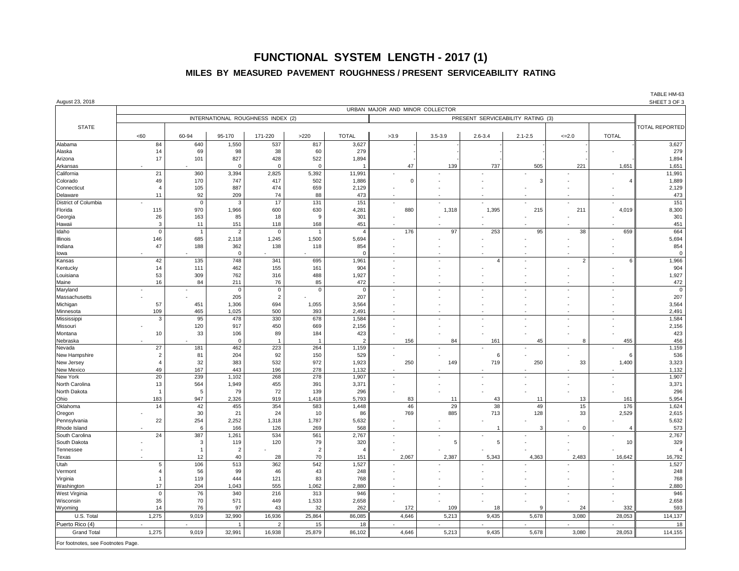# FUNCTIONAL SYSTEM LENGTH - 2017 (1)

## MILES BY MEASURED PAVEMENT ROUGHNESS / PRESENT SERVICEABILITY RATING

August 23, 2018

TABLE HM-63
SHEET 3 OF 3

| STATE | URBAN MAJOR AND MINOR COLLECTOR | | | | | | | | | | | | TOTAL REPORTED |
|---|---|---|---|---|---|---|---|---|---|---|---|---|---|
| | INTERNATIONAL ROUGHNESS INDEX (2) | | | | | | PRESENT SERVICEABILITY RATING (3) | | | | | | |
| | <60 | 60-94 | 95-170 | 171-220 | >220 | TOTAL | >3.9 | 3.5-3.9 | 2.6-3.4 | 2.1-2.5 | <=2.0 | TOTAL | |
| Alabama | 84 | 640 | 1,550 | 537 | 817 | 3,627 | - | - | - | - | - | - | 3,627 |
| Alaska | 14 | 69 | 98 | 38 | 60 | 279 | - | - | - | - | - | - | 279 |
| Arizona | 17 | 101 | 827 | 428 | 522 | 1,894 | - | - | - | - | - | - | 1,894 |
| Arkansas | - | - | 0 | 0 | 0 | 1 | 47 | 139 | 737 | 505 | 221 | 1,651 | 1,651 |
| California | 21 | 360 | 3,394 | 2,825 | 5,392 | 11,991 | - | - | - | - | - | - | 11,991 |
| Colorado | 49 | 170 | 747 | 417 | 502 | 1,886 | 0 | - | - | 3 | - | 4 | 1,889 |
| Connecticut | 4 | 105 | 887 | 474 | 659 | 2,129 | - | - | - | - | - | - | 2,129 |
| Delaware | 11 | 92 | 209 | 74 | 88 | 473 | - | - | - | - | - | - | 473 |
| District of Columbia | - | 0 | 3 | 17 | 131 | 151 | - | - | - | - | - | - | 151 |
| Florida | 115 | 970 | 1,966 | 600 | 630 | 4,281 | 880 | 1,318 | 1,395 | 215 | 211 | 4,019 | 8,300 |
| Georgia | 26 | 163 | 85 | 18 | 9 | 301 | - | - | - | - | - | - | 301 |
| Hawaii | 3 | 11 | 151 | 118 | 168 | 451 | - | - | - | - | - | - | 451 |
| Idaho | 0 | 1 | 2 | 0 | 1 | 4 | 176 | 97 | 253 | 95 | 38 | 659 | 664 |
| Illinois | 146 | 685 | 2,118 | 1,245 | 1,500 | 5,694 | - | - | - | - | - | - | 5,694 |
| Indiana | 47 | 188 | 362 | 138 | 118 | 854 | - | - | - | - | - | - | 854 |
| Iowa | - | - | 0 | - | - | 0 | - | - | - | - | - | - | 0 |
| Kansas | 42 | 135 | 748 | 341 | 695 | 1,961 | - | - | 4 | - | 2 | 6 | 1,966 |
| Kentucky | 14 | 111 | 462 | 155 | 161 | 904 | - | - | - | - | - | - | 904 |
| Louisiana | 53 | 309 | 762 | 316 | 488 | 1,927 | - | - | - | - | - | - | 1,927 |
| Maine | 16 | 84 | 211 | 76 | 85 | 472 | - | - | - | - | - | - | 472 |
| Maryland | - | - | 0 | 0 | 0 | 0 | - | - | - | - | - | - | 0 |
| Massachusetts | - | - | 205 | 2 | - | 207 | - | - | - | - | - | - | 207 |
| Michigan | 57 | 451 | 1,306 | 694 | 1,055 | 3,564 | - | - | - | - | - | - | 3,564 |
| Minnesota | 109 | 465 | 1,025 | 500 | 393 | 2,491 | - | - | - | - | - | - | 2,491 |
| Mississippi | 3 | 95 | 478 | 330 | 678 | 1,584 | - | - | - | - | - | - | 1,584 |
| Missouri | - | 120 | 917 | 450 | 669 | 2,156 | - | - | - | - | - | - | 2,156 |
| Montana | 10 | 33 | 106 | 89 | 184 | 423 | - | - | - | - | - | - | 423 |
| Nebraska | - | - | 0 | 1 | 1 | 2 | 156 | 84 | 161 | 45 | 8 | 455 | 456 |
| Nevada | 27 | 181 | 462 | 223 | 264 | 1,159 | - | - | - | - | - | - | 1,159 |
| New Hampshire | 2 | 81 | 204 | 92 | 150 | 529 | - | - | 6 | - | - | 6 | 536 |
| New Jersey | 4 | 32 | 383 | 532 | 972 | 1,923 | 250 | 149 | 719 | 250 | 33 | 1,400 | 3,323 |
| New Mexico | 49 | 167 | 443 | 196 | 278 | 1,132 | - | - | - | - | - | - | 1,132 |
| New York | 20 | 239 | 1,102 | 268 | 278 | 1,907 | - | - | - | - | - | - | 1,907 |
| North Carolina | 13 | 564 | 1,949 | 455 | 391 | 3,371 | - | - | - | - | - | - | 3,371 |
| North Dakota | 1 | 5 | 79 | 72 | 139 | 296 | - | - | - | - | - | - | 296 |
| Ohio | 183 | 947 | 2,326 | 919 | 1,418 | 5,793 | 83 | 11 | 43 | 11 | 13 | 161 | 5,954 |
| Oklahoma | 14 | 42 | 455 | 354 | 583 | 1,448 | 46 | 29 | 38 | 49 | 15 | 176 | 1,624 |
| Oregon | - | 30 | 21 | 24 | 10 | 86 | 769 | 885 | 713 | 128 | 33 | 2,529 | 2,615 |
| Pennsylvania | 22 | 254 | 2,252 | 1,318 | 1,787 | 5,632 | - | - | - | - | - | - | 5,632 |
| Rhode Island | - | 6 | 166 | 126 | 269 | 568 | - | - | 1 | 3 | 0 | 4 | 573 |
| South Carolina | 24 | 387 | 1,261 | 534 | 561 | 2,767 | - | - | - | - | - | - | 2,767 |
| South Dakota | - | 3 | 119 | 120 | 79 | 320 | - | 5 | 5 | - | - | 10 | 329 |
| Tennessee | - | 1 | 2 | - | 2 | 4 | - | - | - | - | - | - | 4 |
| Texas | - | 12 | 40 | 28 | 70 | 151 | 2,067 | 2,387 | 5,343 | 4,363 | 2,483 | 16,642 | 16,792 |
| Utah | 5 | 106 | 513 | 362 | 542 | 1,527 | - | - | - | - | - | - | 1,527 |
| Vermont | 4 | 56 | 99 | 46 | 43 | 248 | - | - | - | - | - | - | 248 |
| Virginia | 1 | 119 | 444 | 121 | 83 | 768 | - | - | - | - | - | - | 768 |
| Washington | 17 | 204 | 1,043 | 555 | 1,062 | 2,880 | - | - | - | - | - | - | 2,880 |
| West Virginia | 0 | 76 | 340 | 216 | 313 | 946 | - | - | - | - | - | - | 946 |
| Wisconsin | 35 | 70 | 571 | 449 | 1,533 | 2,658 | - | - | - | - | - | - | 2,658 |
| Wyoming | 14 | 76 | 97 | 43 | 32 | 262 | 172 | 109 | 18 | 9 | 24 | 332 | 593 |
| U.S. Total | 1,275 | 9,019 | 32,990 | 16,936 | 25,864 | 86,085 | 4,646 | 5,213 | 9,435 | 5,678 | 3,080 | 28,053 | 114,137 |
| Puerto Rico (4) | - | - | 1 | 2 | 15 | 18 | - | - | - | - | - | - | 18 |
| Grand Total | 1,275 | 9,019 | 32,991 | 16,938 | 25,879 | 86,102 | 4,646 | 5,213 | 9,435 | 5,678 | 3,080 | 28,053 | 114,155 |

For footnotes, see Footnotes Page.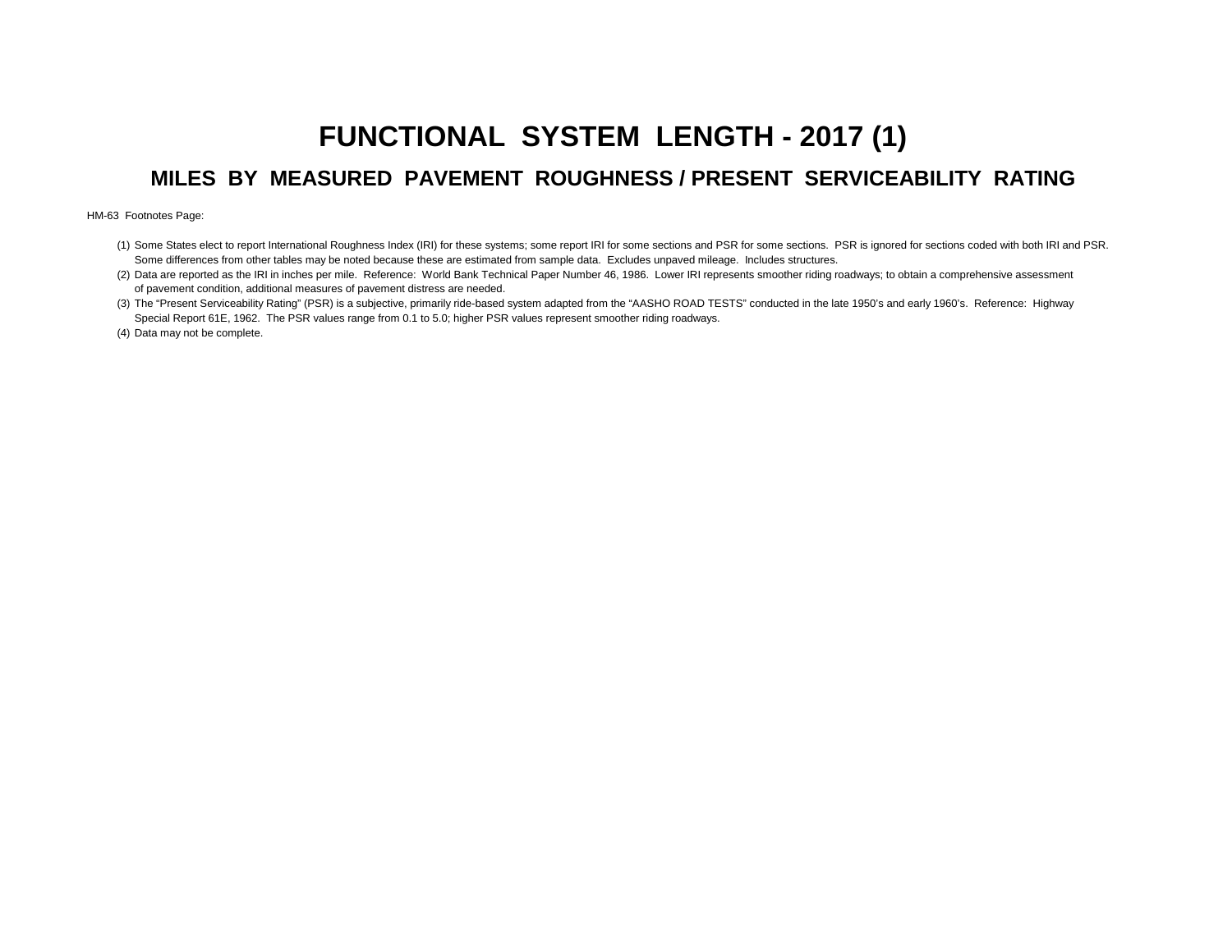# FUNCTIONAL SYSTEM LENGTH - 2017 (1)

## MILES BY MEASURED PAVEMENT ROUGHNESS / PRESENT SERVICEABILITY RATING

HM-63 Footnotes Page:

(1) Some States elect to report International Roughness Index (IRI) for these systems; some report IRI for some sections and PSR for some sections. PSR is ignored for sections coded with both IRI and PSR. Some differences from other tables may be noted because these are estimated from sample data. Excludes unpaved mileage. Includes structures.

(2) Data are reported as the IRI in inches per mile. Reference: World Bank Technical Paper Number 46, 1986. Lower IRI represents smoother riding roadways; to obtain a comprehensive assessment of pavement condition, additional measures of pavement distress are needed.

(3) The "Present Serviceability Rating" (PSR) is a subjective, primarily ride-based system adapted from the "AASHO ROAD TESTS" conducted in the late 1950's and early 1960's. Reference: Highway Special Report 61E, 1962. The PSR values range from 0.1 to 5.0; higher PSR values represent smoother riding roadways.

(4) Data may not be complete.